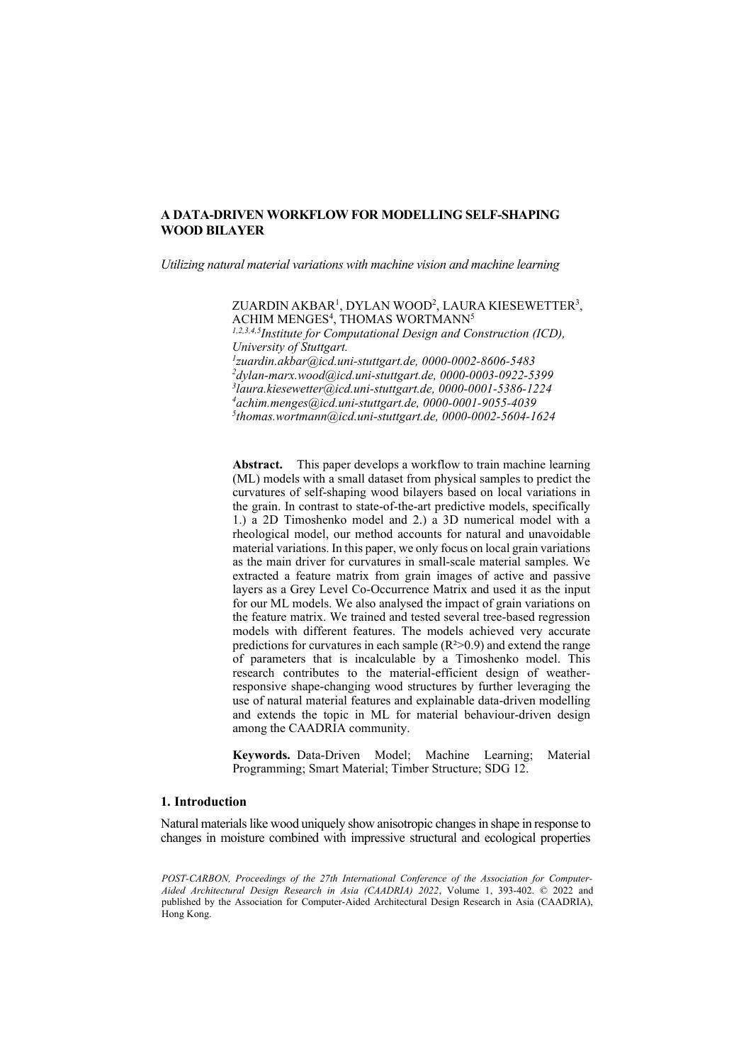# A DATA-DRIVEN WORKFLOW FOR MODELLING SELF-SHAPING WOOD BILAYER

*Utilizing natural material variations with machine vision and machine learning*

ZUARDIN AKBAR[1], DYLAN WOOD[2], LAURA KIESEWETTER[3], ACHIM MENGES[4], THOMAS WORTMANN[5]

[1,2,3,4,5]*Institute for Computational Design and Construction (ICD), University of Stuttgart.*

[1]*zuardin.akbar@icd.uni-stuttgart.de, 0000-0002-8606-5483*

[2]*dylan-marx.wood@icd.uni-stuttgart.de, 0000-0003-0922-5399*

[3]*laura.kiesewetter@icd.uni-stuttgart.de, 0000-0001-5386-1224*

[4]*achim.menges@icd.uni-stuttgart.de, 0000-0001-9055-4039*

[5]*thomas.wortmann@icd.uni-stuttgart.de, 0000-0002-5604-1624*

**Abstract.** This paper develops a workflow to train machine learning (ML) models with a small dataset from physical samples to predict the curvatures of self-shaping wood bilayers based on local variations in the grain. In contrast to state-of-the-art predictive models, specifically 1.) a 2D Timoshenko model and 2.) a 3D numerical model with a rheological model, our method accounts for natural and unavoidable material variations. In this paper, we only focus on local grain variations as the main driver for curvatures in small-scale material samples. We extracted a feature matrix from grain images of active and passive layers as a Grey Level Co-Occurrence Matrix and used it as the input for our ML models. We also analysed the impact of grain variations on the feature matrix. We trained and tested several tree-based regression models with different features. The models achieved very accurate predictions for curvatures in each sample ($R^2$>0.9) and extend the range of parameters that is incalculable by a Timoshenko model. This research contributes to the material-efficient design of weather-responsive shape-changing wood structures by further leveraging the use of natural material features and explainable data-driven modelling and extends the topic in ML for material behaviour-driven design among the CAADRIA community.

**Keywords.** Data-Driven Model; Machine Learning; Material Programming; Smart Material; Timber Structure; SDG 12.

## 1. Introduction

Natural materials like wood uniquely show anisotropic changes in shape in response to changes in moisture combined with impressive structural and ecological properties

*POST-CARBON, Proceedings of the 27th International Conference of the Association for Computer-Aided Architectural Design Research in Asia (CAADRIA) 2022*, Volume 1, 393-402. © 2022 and published by the Association for Computer-Aided Architectural Design Research in Asia (CAADRIA), Hong Kong.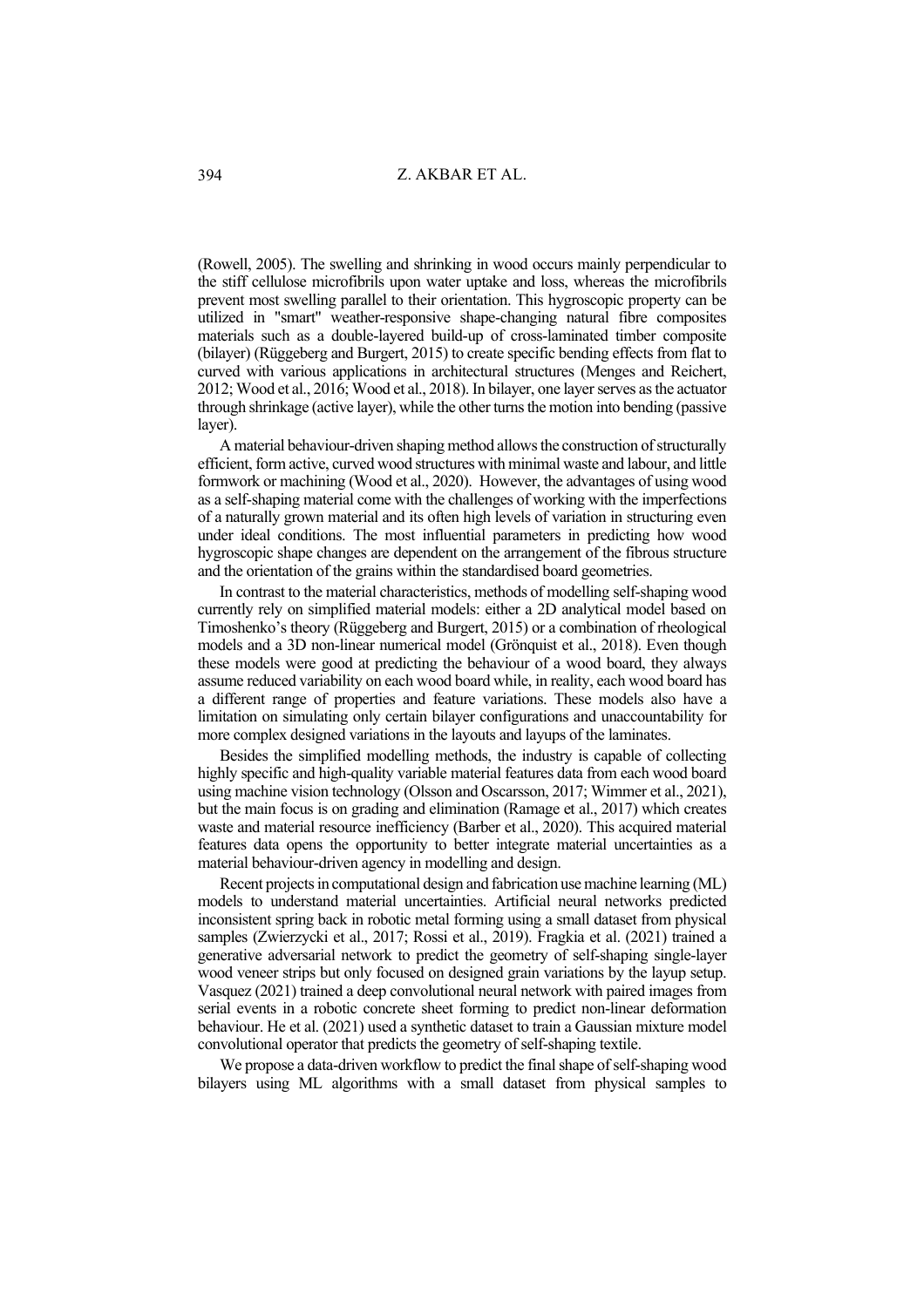(Rowell, 2005). The swelling and shrinking in wood occurs mainly perpendicular to the stiff cellulose microfibrils upon water uptake and loss, whereas the microfibrils prevent most swelling parallel to their orientation. This hygroscopic property can be utilized in "smart" weather-responsive shape-changing natural fibre composites materials such as a double-layered build-up of cross-laminated timber composite (bilayer) (Rüggeberg and Burgert, 2015) to create specific bending effects from flat to curved with various applications in architectural structures (Menges and Reichert, 2012; Wood et al., 2016; Wood et al., 2018). In bilayer, one layer serves as the actuator through shrinkage (active layer), while the other turns the motion into bending (passive layer).

A material behaviour-driven shaping method allows the construction of structurally efficient, form active, curved wood structures with minimal waste and labour, and little formwork or machining (Wood et al., 2020). However, the advantages of using wood as a self-shaping material come with the challenges of working with the imperfections of a naturally grown material and its often high levels of variation in structuring even under ideal conditions. The most influential parameters in predicting how wood hygroscopic shape changes are dependent on the arrangement of the fibrous structure and the orientation of the grains within the standardised board geometries.

In contrast to the material characteristics, methods of modelling self-shaping wood currently rely on simplified material models: either a 2D analytical model based on Timoshenko's theory (Rüggeberg and Burgert, 2015) or a combination of rheological models and a 3D non-linear numerical model (Grönquist et al., 2018). Even though these models were good at predicting the behaviour of a wood board, they always assume reduced variability on each wood board while, in reality, each wood board has a different range of properties and feature variations. These models also have a limitation on simulating only certain bilayer configurations and unaccountability for more complex designed variations in the layouts and layups of the laminates.

Besides the simplified modelling methods, the industry is capable of collecting highly specific and high-quality variable material features data from each wood board using machine vision technology (Olsson and Oscarsson, 2017; Wimmer et al., 2021), but the main focus is on grading and elimination (Ramage et al., 2017) which creates waste and material resource inefficiency (Barber et al., 2020). This acquired material features data opens the opportunity to better integrate material uncertainties as a material behaviour-driven agency in modelling and design.

Recent projects in computational design and fabrication use machine learning (ML) models to understand material uncertainties. Artificial neural networks predicted inconsistent spring back in robotic metal forming using a small dataset from physical samples (Zwierzycki et al., 2017; Rossi et al., 2019). Fragkia et al. (2021) trained a generative adversarial network to predict the geometry of self-shaping single-layer wood veneer strips but only focused on designed grain variations by the layup setup. Vasquez (2021) trained a deep convolutional neural network with paired images from serial events in a robotic concrete sheet forming to predict non-linear deformation behaviour. He et al. (2021) used a synthetic dataset to train a Gaussian mixture model convolutional operator that predicts the geometry of self-shaping textile.

We propose a data-driven workflow to predict the final shape of self-shaping wood bilayers using ML algorithms with a small dataset from physical samples to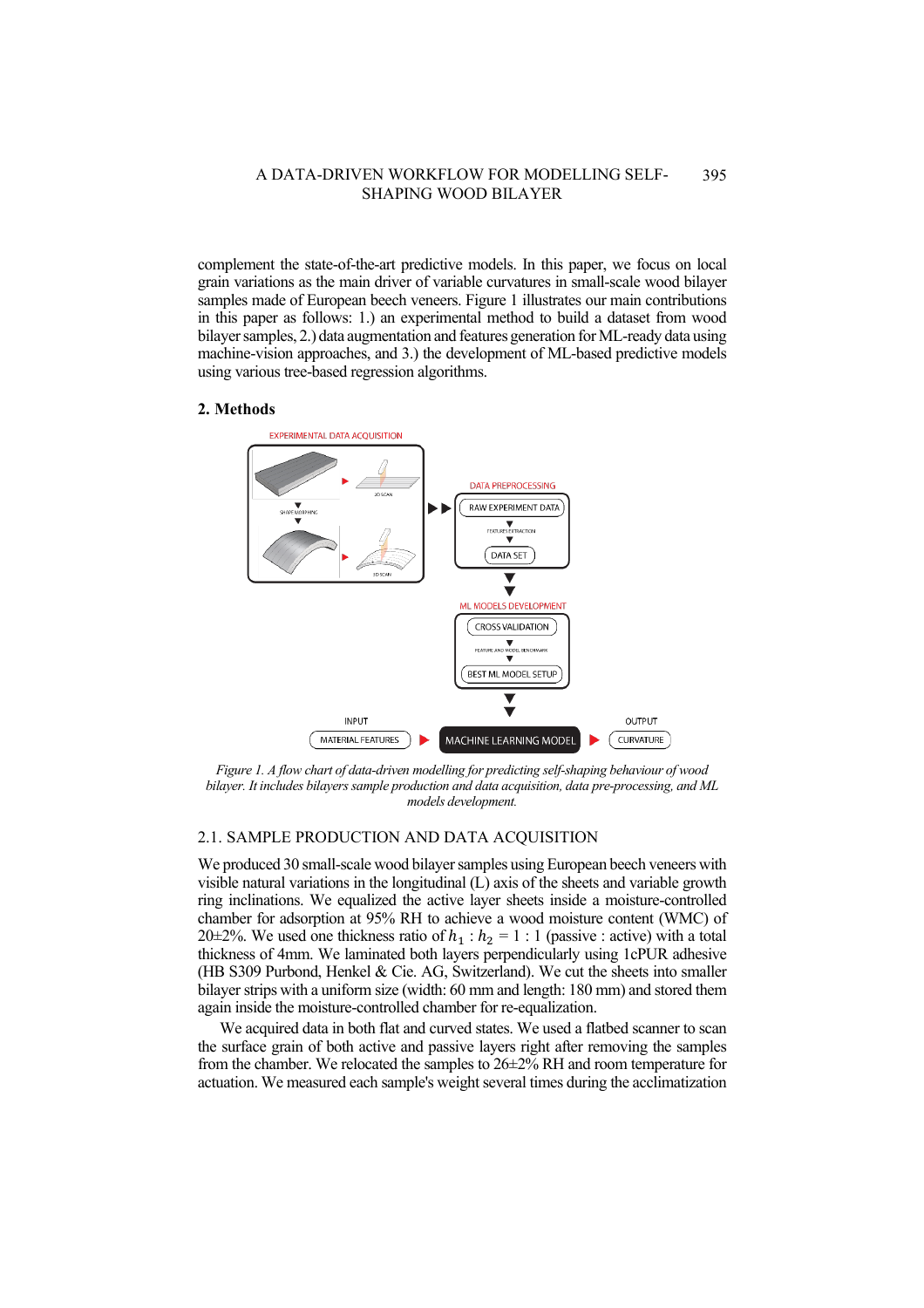complement the state-of-the-art predictive models. In this paper, we focus on local grain variations as the main driver of variable curvatures in small-scale wood bilayer samples made of European beech veneers. Figure 1 illustrates our main contributions in this paper as follows: 1.) an experimental method to build a dataset from wood bilayer samples, 2.) data augmentation and features generation for ML-ready data using machine-vision approaches, and 3.) the development of ML-based predictive models using various tree-based regression algorithms.

## 2. Methods

*Figure 1. A flow chart of data-driven modelling for predicting self-shaping behaviour of wood bilayer. It includes bilayers sample production and data acquisition, data pre-processing, and ML models development.*

### 2.1. SAMPLE PRODUCTION AND DATA ACQUISITION

We produced 30 small-scale wood bilayer samples using European beech veneers with visible natural variations in the longitudinal (L) axis of the sheets and variable growth ring inclinations. We equalized the active layer sheets inside a moisture-controlled chamber for adsorption at 95% RH to achieve a wood moisture content (WMC) of 20±2%. We used one thickness ratio of $h_1 : h_2 = 1 : 1$ (passive : active) with a total thickness of 4mm. We laminated both layers perpendicularly using 1cPUR adhesive (HB S309 Purbond, Henkel & Cie. AG, Switzerland). We cut the sheets into smaller bilayer strips with a uniform size (width: 60 mm and length: 180 mm) and stored them again inside the moisture-controlled chamber for re-equalization.

We acquired data in both flat and curved states. We used a flatbed scanner to scan the surface grain of both active and passive layers right after removing the samples from the chamber. We relocated the samples to 26±2% RH and room temperature for actuation. We measured each sample's weight several times during the acclimatization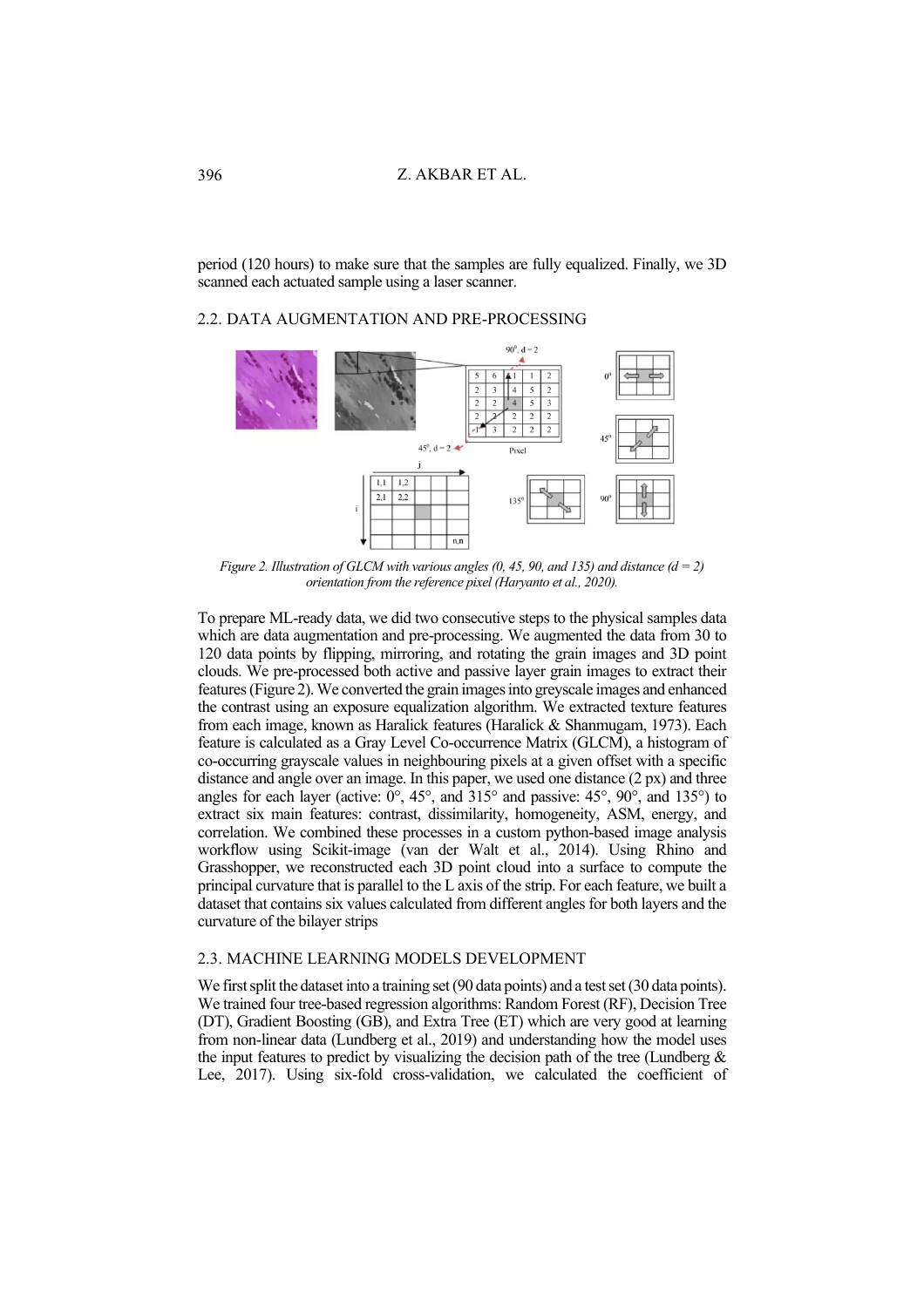period (120 hours) to make sure that the samples are fully equalized. Finally, we 3D scanned each actuated sample using a laser scanner.

## 2.2. DATA AUGMENTATION AND PRE-PROCESSING

*Figure 2. Illustration of GLCM with various angles (0, 45, 90, and 135) and distance (d = 2) orientation from the reference pixel (Haryanto et al., 2020).*

To prepare ML-ready data, we did two consecutive steps to the physical samples data which are data augmentation and pre-processing. We augmented the data from 30 to 120 data points by flipping, mirroring, and rotating the grain images and 3D point clouds. We pre-processed both active and passive layer grain images to extract their features (Figure 2). We converted the grain images into greyscale images and enhanced the contrast using an exposure equalization algorithm. We extracted texture features from each image, known as Haralick features (Haralick & Shanmugam, 1973). Each feature is calculated as a Gray Level Co-occurrence Matrix (GLCM), a histogram of co-occurring grayscale values in neighbouring pixels at a given offset with a specific distance and angle over an image. In this paper, we used one distance (2 px) and three angles for each layer (active: 0°, 45°, and 315° and passive: 45°, 90°, and 135°) to extract six main features: contrast, dissimilarity, homogeneity, ASM, energy, and correlation. We combined these processes in a custom python-based image analysis workflow using Scikit-image (van der Walt et al., 2014). Using Rhino and Grasshopper, we reconstructed each 3D point cloud into a surface to compute the principal curvature that is parallel to the L axis of the strip. For each feature, we built a dataset that contains six values calculated from different angles for both layers and the curvature of the bilayer strips

## 2.3. MACHINE LEARNING MODELS DEVELOPMENT

We first split the dataset into a training set (90 data points) and a test set (30 data points). We trained four tree-based regression algorithms: Random Forest (RF), Decision Tree (DT), Gradient Boosting (GB), and Extra Tree (ET) which are very good at learning from non-linear data (Lundberg et al., 2019) and understanding how the model uses the input features to predict by visualizing the decision path of the tree (Lundberg & Lee, 2017). Using six-fold cross-validation, we calculated the coefficient of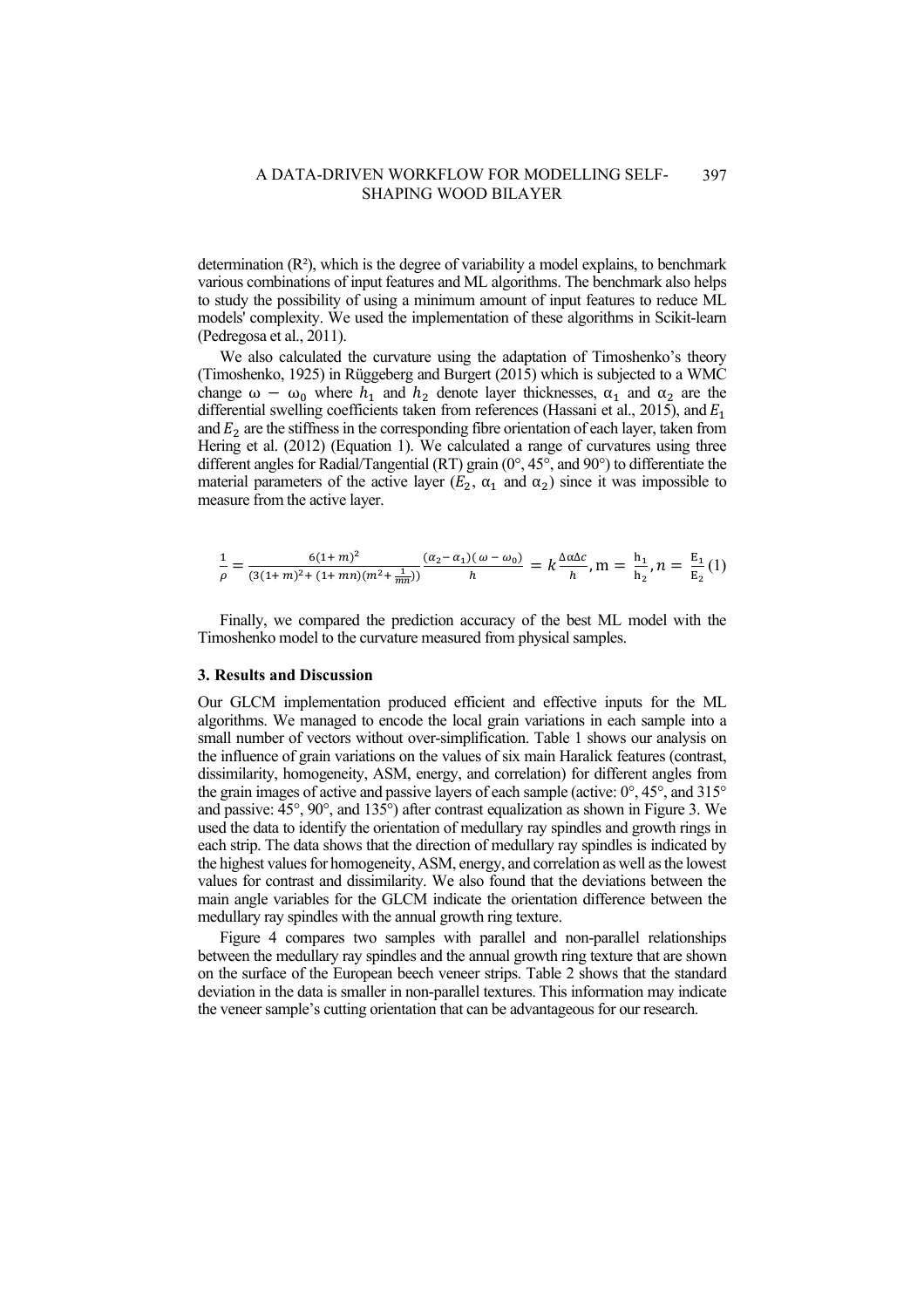determination ($R^2$), which is the degree of variability a model explains, to benchmark various combinations of input features and ML algorithms. The benchmark also helps to study the possibility of using a minimum amount of input features to reduce ML models' complexity. We used the implementation of these algorithms in Scikit-learn (Pedregosa et al., 2011).

We also calculated the curvature using the adaptation of Timoshenko's theory (Timoshenko, 1925) in Rüggeberg and Burgert (2015) which is subjected to a WMC change $\omega - \omega_0$ where $h_1$ and $h_2$ denote layer thicknesses, $\alpha_1$ and $\alpha_2$ are the differential swelling coefficients taken from references (Hassani et al., 2015), and $E_1$ and $E_2$ are the stiffness in the corresponding fibre orientation of each layer, taken from Hering et al. (2012) (Equation 1). We calculated a range of curvatures using three different angles for Radial/Tangential (RT) grain (0°, 45°, and 90°) to differentiate the material parameters of the active layer ($E_2$, $\alpha_1$ and $\alpha_2$) since it was impossible to measure from the active layer.

$$\frac{1}{\rho} = \frac{6(1+m)^2}{(3(1+m)^2 + (1+mn)(m^2 + \frac{1}{mn}))} \frac{(\alpha_2 - \alpha_1)(\omega - \omega_0)}{h} = k\frac{\Delta\alpha\Delta c}{h}, \mathrm{m} = \frac{\mathrm{h}_1}{\mathrm{h}_2}, n = \frac{\mathrm{E}_1}{\mathrm{E}_2} \quad (1)$$

Finally, we compared the prediction accuracy of the best ML model with the Timoshenko model to the curvature measured from physical samples.

### 3. Results and Discussion

Our GLCM implementation produced efficient and effective inputs for the ML algorithms. We managed to encode the local grain variations in each sample into a small number of vectors without over-simplification. Table 1 shows our analysis on the influence of grain variations on the values of six main Haralick features (contrast, dissimilarity, homogeneity, ASM, energy, and correlation) for different angles from the grain images of active and passive layers of each sample (active: 0°, 45°, and 315° and passive: 45°, 90°, and 135°) after contrast equalization as shown in Figure 3. We used the data to identify the orientation of medullary ray spindles and growth rings in each strip. The data shows that the direction of medullary ray spindles is indicated by the highest values for homogeneity, ASM, energy, and correlation as well as the lowest values for contrast and dissimilarity. We also found that the deviations between the main angle variables for the GLCM indicate the orientation difference between the medullary ray spindles with the annual growth ring texture.

Figure 4 compares two samples with parallel and non-parallel relationships between the medullary ray spindles and the annual growth ring texture that are shown on the surface of the European beech veneer strips. Table 2 shows that the standard deviation in the data is smaller in non-parallel textures. This information may indicate the veneer sample's cutting orientation that can be advantageous for our research.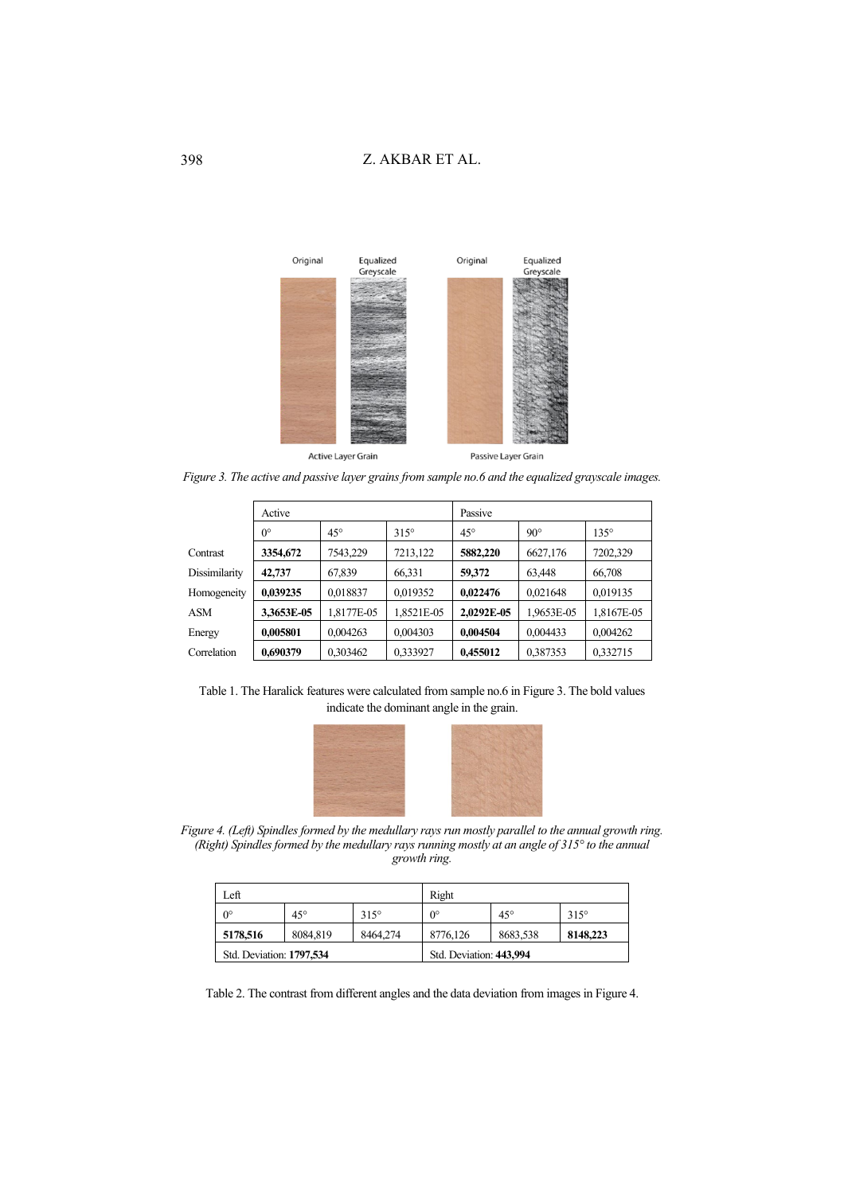*Figure 3. The active and passive layer grains from sample no.6 and the equalized grayscale images.*

| | Active | | | Passive | | |
|---|---|---|---|---|---|---|
| | 0° | 45° | 315° | 45° | 90° | 135° |
| Contrast | **3354,672** | 7543,229 | 7213,122 | **5882,220** | 6627,176 | 7202,329 |
| Dissimilarity | **42,737** | 67,839 | 66,331 | **59,372** | 63,448 | 66,708 |
| Homogeneity | **0,039235** | 0,018837 | 0,019352 | **0,022476** | 0,021648 | 0,019135 |
| ASM | **3,3653E-05** | 1,8177E-05 | 1,8521E-05 | **2,0292E-05** | 1,9653E-05 | 1,8167E-05 |
| Energy | **0,005801** | 0,004263 | 0,004303 | **0,004504** | 0,004433 | 0,004262 |
| Correlation | **0,690379** | 0,303462 | 0,333927 | **0,455012** | 0,387353 | 0,332715 |

Table 1. The Haralick features were calculated from sample no.6 in Figure 3. The bold values indicate the dominant angle in the grain.

*Figure 4. (Left) Spindles formed by the medullary rays run mostly parallel to the annual growth ring. (Right) Spindles formed by the medullary rays running mostly at an angle of 315° to the annual growth ring.*

| Left | | | Right | | |
|---|---|---|---|---|---|
| 0° | 45° | 315° | 0° | 45° | 315° |
| **5178,516** | 8084,819 | 8464,274 | 8776,126 | 8683,538 | **8148,223** |
| Std. Deviation: **1797,534** | | | Std. Deviation: **443,994** | | |

Table 2. The contrast from different angles and the data deviation from images in Figure 4.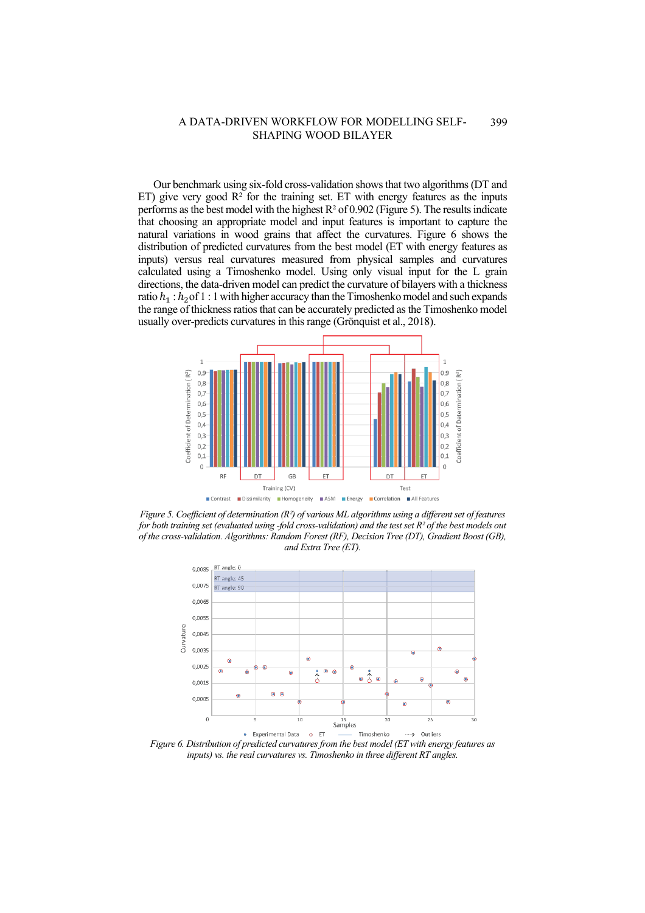Our benchmark using six-fold cross-validation shows that two algorithms (DT and ET) give very good $R^2$ for the training set. ET with energy features as the inputs performs as the best model with the highest $R^2$ of 0.902 (Figure 5). The results indicate that choosing an appropriate model and input features is important to capture the natural variations in wood grains that affect the curvatures. Figure 6 shows the distribution of predicted curvatures from the best model (ET with energy features as inputs) versus real curvatures measured from physical samples and curvatures calculated using a Timoshenko model. Using only visual input for the L grain directions, the data-driven model can predict the curvature of bilayers with a thickness ratio $h_1 : h_2$ of 1 : 1 with higher accuracy than the Timoshenko model and such expands the range of thickness ratios that can be accurately predicted as the Timoshenko model usually over-predicts curvatures in this range (Grönquist et al., 2018).

*Figure 5. Coefficient of determination ($R^2$) of various ML algorithms using a different set of features for both training set (evaluated using -fold cross-validation) and the test set $R^2$ of the best models out of the cross-validation. Algorithms: Random Forest (RF), Decision Tree (DT), Gradient Boost (GB), and Extra Tree (ET).*

*Figure 6. Distribution of predicted curvatures from the best model (ET with energy features as inputs) vs. the real curvatures vs. Timoshenko in three different RT angles.*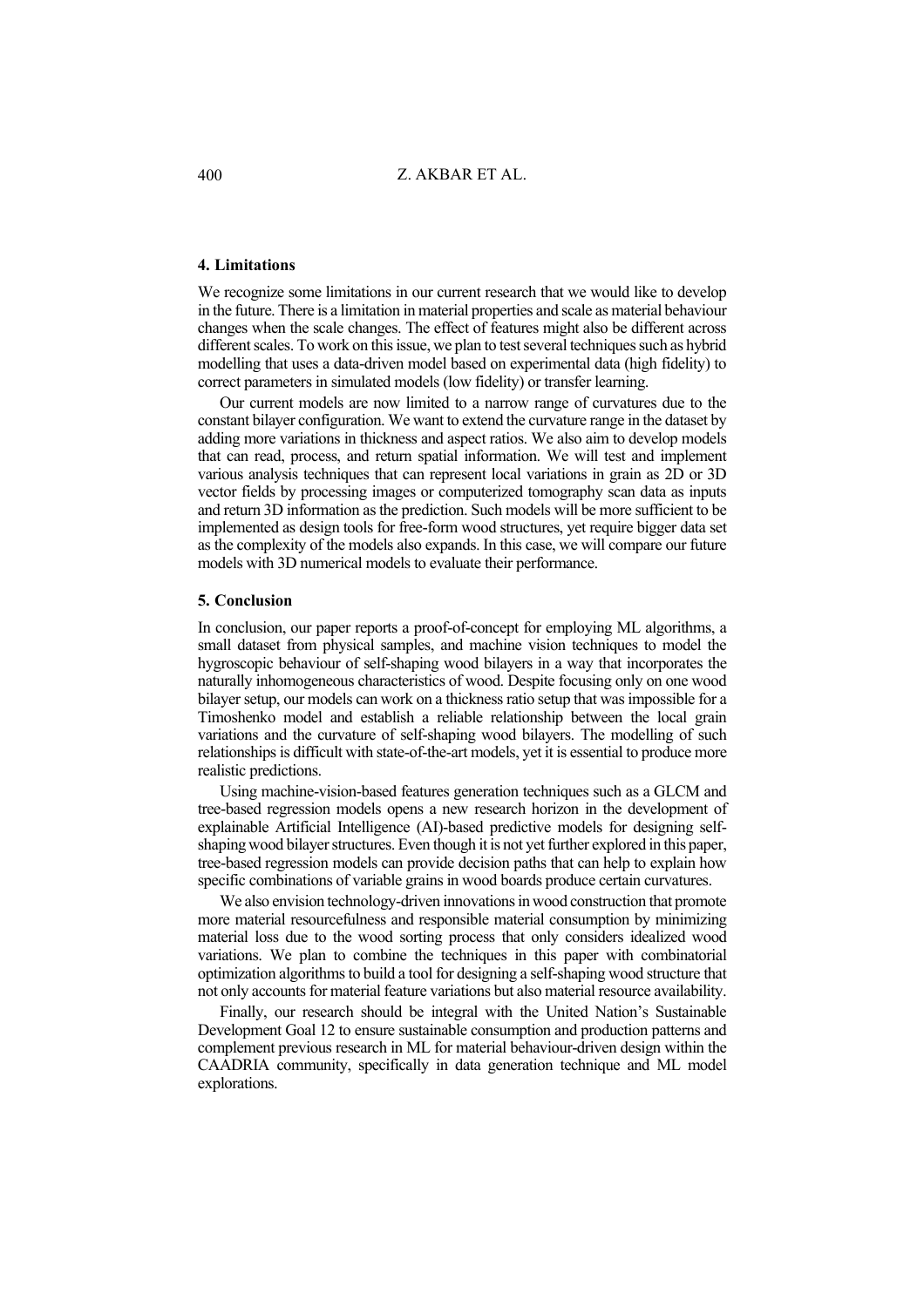## 4. Limitations

We recognize some limitations in our current research that we would like to develop in the future. There is a limitation in material properties and scale as material behaviour changes when the scale changes. The effect of features might also be different across different scales. To work on this issue, we plan to test several techniques such as hybrid modelling that uses a data-driven model based on experimental data (high fidelity) to correct parameters in simulated models (low fidelity) or transfer learning.

Our current models are now limited to a narrow range of curvatures due to the constant bilayer configuration. We want to extend the curvature range in the dataset by adding more variations in thickness and aspect ratios. We also aim to develop models that can read, process, and return spatial information. We will test and implement various analysis techniques that can represent local variations in grain as 2D or 3D vector fields by processing images or computerized tomography scan data as inputs and return 3D information as the prediction. Such models will be more sufficient to be implemented as design tools for free-form wood structures, yet require bigger data set as the complexity of the models also expands. In this case, we will compare our future models with 3D numerical models to evaluate their performance.

## 5. Conclusion

In conclusion, our paper reports a proof-of-concept for employing ML algorithms, a small dataset from physical samples, and machine vision techniques to model the hygroscopic behaviour of self-shaping wood bilayers in a way that incorporates the naturally inhomogeneous characteristics of wood. Despite focusing only on one wood bilayer setup, our models can work on a thickness ratio setup that was impossible for a Timoshenko model and establish a reliable relationship between the local grain variations and the curvature of self-shaping wood bilayers. The modelling of such relationships is difficult with state-of-the-art models, yet it is essential to produce more realistic predictions.

Using machine-vision-based features generation techniques such as a GLCM and tree-based regression models opens a new research horizon in the development of explainable Artificial Intelligence (AI)-based predictive models for designing self-shaping wood bilayer structures. Even though it is not yet further explored in this paper, tree-based regression models can provide decision paths that can help to explain how specific combinations of variable grains in wood boards produce certain curvatures.

We also envision technology-driven innovations in wood construction that promote more material resourcefulness and responsible material consumption by minimizing material loss due to the wood sorting process that only considers idealized wood variations. We plan to combine the techniques in this paper with combinatorial optimization algorithms to build a tool for designing a self-shaping wood structure that not only accounts for material feature variations but also material resource availability.

Finally, our research should be integral with the United Nation's Sustainable Development Goal 12 to ensure sustainable consumption and production patterns and complement previous research in ML for material behaviour-driven design within the CAADRIA community, specifically in data generation technique and ML model explorations.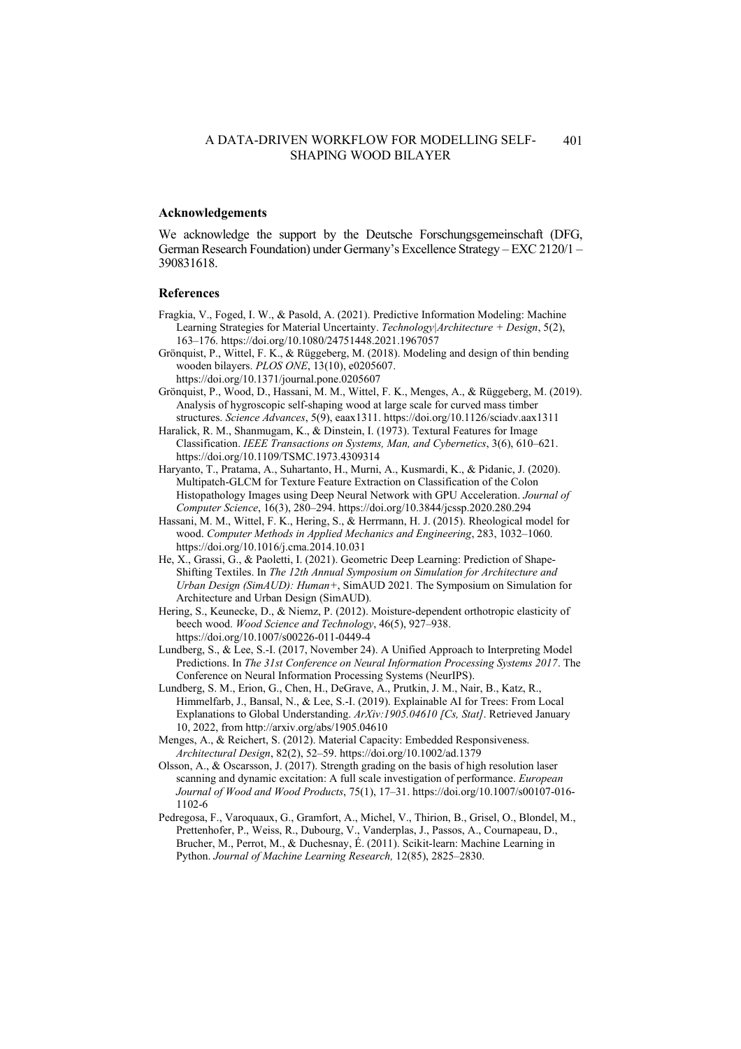## Acknowledgements

We acknowledge the support by the Deutsche Forschungsgemeinschaft (DFG, German Research Foundation) under Germany's Excellence Strategy – EXC 2120/1 – 390831618.

## References

Fragkia, V., Foged, I. W., & Pasold, A. (2021). Predictive Information Modeling: Machine Learning Strategies for Material Uncertainty. *Technology|Architecture + Design*, 5(2), 163–176. https://doi.org/10.1080/24751448.2021.1967057

Grönquist, P., Wittel, F. K., & Rüggeberg, M. (2018). Modeling and design of thin bending wooden bilayers. *PLOS ONE*, 13(10), e0205607. https://doi.org/10.1371/journal.pone.0205607

Grönquist, P., Wood, D., Hassani, M. M., Wittel, F. K., Menges, A., & Rüggeberg, M. (2019). Analysis of hygroscopic self-shaping wood at large scale for curved mass timber structures. *Science Advances*, 5(9), eaax1311. https://doi.org/10.1126/sciadv.aax1311

Haralick, R. M., Shanmugam, K., & Dinstein, I. (1973). Textural Features for Image Classification. *IEEE Transactions on Systems, Man, and Cybernetics*, 3(6), 610–621. https://doi.org/10.1109/TSMC.1973.4309314

Haryanto, T., Pratama, A., Suhartanto, H., Murni, A., Kusmardi, K., & Pidanic, J. (2020). Multipatch-GLCM for Texture Feature Extraction on Classification of the Colon Histopathology Images using Deep Neural Network with GPU Acceleration. *Journal of Computer Science*, 16(3), 280–294. https://doi.org/10.3844/jcssp.2020.280.294

Hassani, M. M., Wittel, F. K., Hering, S., & Herrmann, H. J. (2015). Rheological model for wood. *Computer Methods in Applied Mechanics and Engineering*, 283, 1032–1060. https://doi.org/10.1016/j.cma.2014.10.031

He, X., Grassi, G., & Paoletti, I. (2021). Geometric Deep Learning: Prediction of Shape-Shifting Textiles. In *The 12th Annual Symposium on Simulation for Architecture and Urban Design (SimAUD): Human+*, SimAUD 2021. The Symposium on Simulation for Architecture and Urban Design (SimAUD).

Hering, S., Keunecke, D., & Niemz, P. (2012). Moisture-dependent orthotropic elasticity of beech wood. *Wood Science and Technology*, 46(5), 927–938. https://doi.org/10.1007/s00226-011-0449-4

Lundberg, S., & Lee, S.-I. (2017, November 24). A Unified Approach to Interpreting Model Predictions. In *The 31st Conference on Neural Information Processing Systems 2017*. The Conference on Neural Information Processing Systems (NeurIPS).

Lundberg, S. M., Erion, G., Chen, H., DeGrave, A., Prutkin, J. M., Nair, B., Katz, R., Himmelfarb, J., Bansal, N., & Lee, S.-I. (2019). Explainable AI for Trees: From Local Explanations to Global Understanding. *ArXiv:1905.04610 [Cs, Stat]*. Retrieved January 10, 2022, from http://arxiv.org/abs/1905.04610

Menges, A., & Reichert, S. (2012). Material Capacity: Embedded Responsiveness. *Architectural Design*, 82(2), 52–59. https://doi.org/10.1002/ad.1379

Olsson, A., & Oscarsson, J. (2017). Strength grading on the basis of high resolution laser scanning and dynamic excitation: A full scale investigation of performance. *European Journal of Wood and Wood Products*, 75(1), 17–31. https://doi.org/10.1007/s00107-016-1102-6

Pedregosa, F., Varoquaux, G., Gramfort, A., Michel, V., Thirion, B., Grisel, O., Blondel, M., Prettenhofer, P., Weiss, R., Dubourg, V., Vanderplas, J., Passos, A., Cournapeau, D., Brucher, M., Perrot, M., & Duchesnay, É. (2011). Scikit-learn: Machine Learning in Python. *Journal of Machine Learning Research,* 12(85), 2825–2830.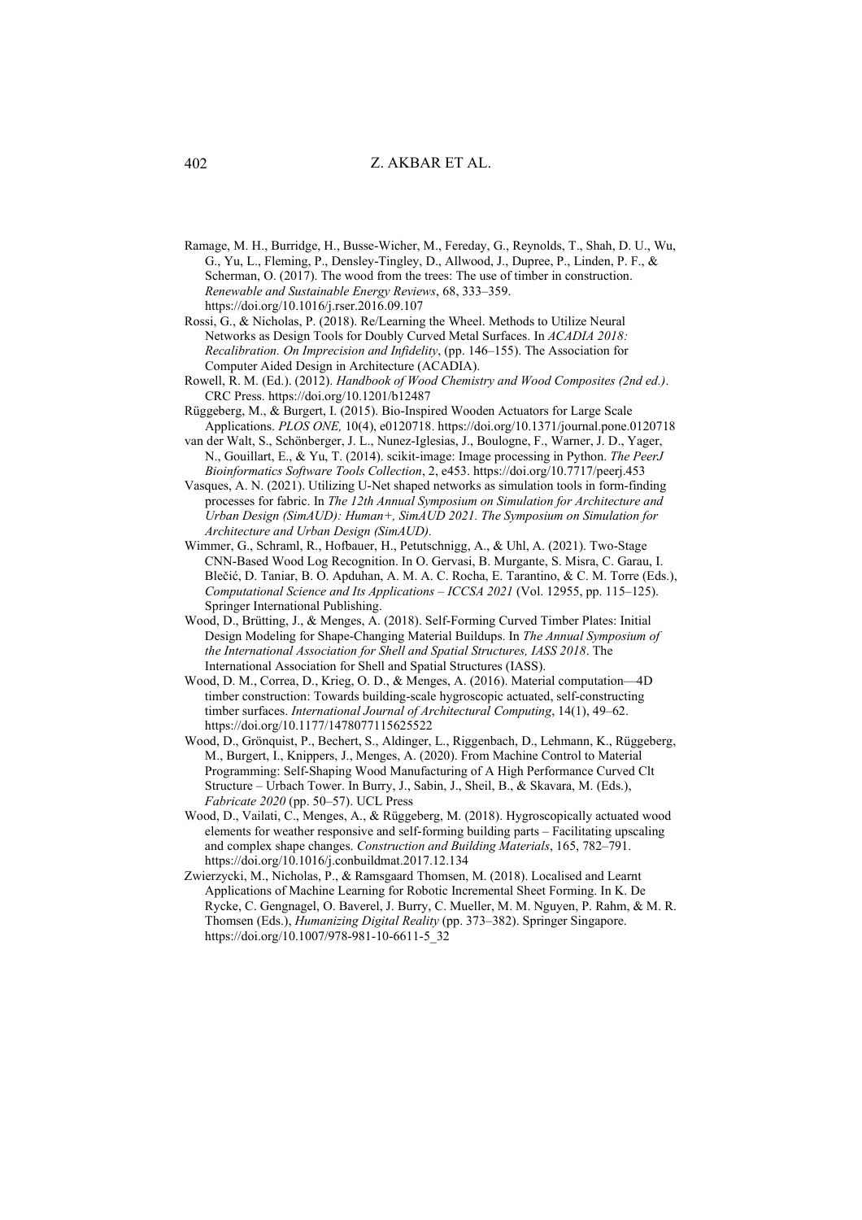Ramage, M. H., Burridge, H., Busse-Wicher, M., Fereday, G., Reynolds, T., Shah, D. U., Wu, G., Yu, L., Fleming, P., Densley-Tingley, D., Allwood, J., Dupree, P., Linden, P. F., & Scherman, O. (2017). The wood from the trees: The use of timber in construction. *Renewable and Sustainable Energy Reviews*, 68, 333–359. https://doi.org/10.1016/j.rser.2016.09.107

Rossi, G., & Nicholas, P. (2018). Re/Learning the Wheel. Methods to Utilize Neural Networks as Design Tools for Doubly Curved Metal Surfaces. In *ACADIA 2018: Recalibration. On Imprecision and Infidelity*, (pp. 146–155). The Association for Computer Aided Design in Architecture (ACADIA).

Rowell, R. M. (Ed.). (2012). *Handbook of Wood Chemistry and Wood Composites (2nd ed.)*. CRC Press. https://doi.org/10.1201/b12487

Rüggeberg, M., & Burgert, I. (2015). Bio-Inspired Wooden Actuators for Large Scale Applications. *PLOS ONE,* 10(4), e0120718. https://doi.org/10.1371/journal.pone.0120718

van der Walt, S., Schönberger, J. L., Nunez-Iglesias, J., Boulogne, F., Warner, J. D., Yager, N., Gouillart, E., & Yu, T. (2014). scikit-image: Image processing in Python. *The PeerJ Bioinformatics Software Tools Collection*, 2, e453. https://doi.org/10.7717/peerj.453

Vasques, A. N. (2021). Utilizing U-Net shaped networks as simulation tools in form-finding processes for fabric. In *The 12th Annual Symposium on Simulation for Architecture and Urban Design (SimAUD): Human+, SimAUD 2021. The Symposium on Simulation for Architecture and Urban Design (SimAUD).*

Wimmer, G., Schraml, R., Hofbauer, H., Petutschnigg, A., & Uhl, A. (2021). Two-Stage CNN-Based Wood Log Recognition. In O. Gervasi, B. Murgante, S. Misra, C. Garau, I. Blečić, D. Taniar, B. O. Apduhan, A. M. A. C. Rocha, E. Tarantino, & C. M. Torre (Eds.), *Computational Science and Its Applications – ICCSA 2021* (Vol. 12955, pp. 115–125). Springer International Publishing.

Wood, D., Brütting, J., & Menges, A. (2018). Self-Forming Curved Timber Plates: Initial Design Modeling for Shape-Changing Material Buildups. In *The Annual Symposium of the International Association for Shell and Spatial Structures, IASS 2018*. The International Association for Shell and Spatial Structures (IASS).

Wood, D. M., Correa, D., Krieg, O. D., & Menges, A. (2016). Material computation—4D timber construction: Towards building-scale hygroscopic actuated, self-constructing timber surfaces. *International Journal of Architectural Computing*, 14(1), 49–62. https://doi.org/10.1177/1478077115625522

Wood, D., Grönquist, P., Bechert, S., Aldinger, L., Riggenbach, D., Lehmann, K., Rüggeberg, M., Burgert, I., Knippers, J., Menges, A. (2020). From Machine Control to Material Programming: Self-Shaping Wood Manufacturing of A High Performance Curved Clt Structure – Urbach Tower. In Burry, J., Sabin, J., Sheil, B., & Skavara, M. (Eds.), *Fabricate 2020* (pp. 50–57). UCL Press

Wood, D., Vailati, C., Menges, A., & Rüggeberg, M. (2018). Hygroscopically actuated wood elements for weather responsive and self-forming building parts – Facilitating upscaling and complex shape changes. *Construction and Building Materials*, 165, 782–791. https://doi.org/10.1016/j.conbuildmat.2017.12.134

Zwierzycki, M., Nicholas, P., & Ramsgaard Thomsen, M. (2018). Localised and Learnt Applications of Machine Learning for Robotic Incremental Sheet Forming. In K. De Rycke, C. Gengnagel, O. Baverel, J. Burry, C. Mueller, M. M. Nguyen, P. Rahm, & M. R. Thomsen (Eds.), *Humanizing Digital Reality* (pp. 373–382). Springer Singapore. https://doi.org/10.1007/978-981-10-6611-5_32